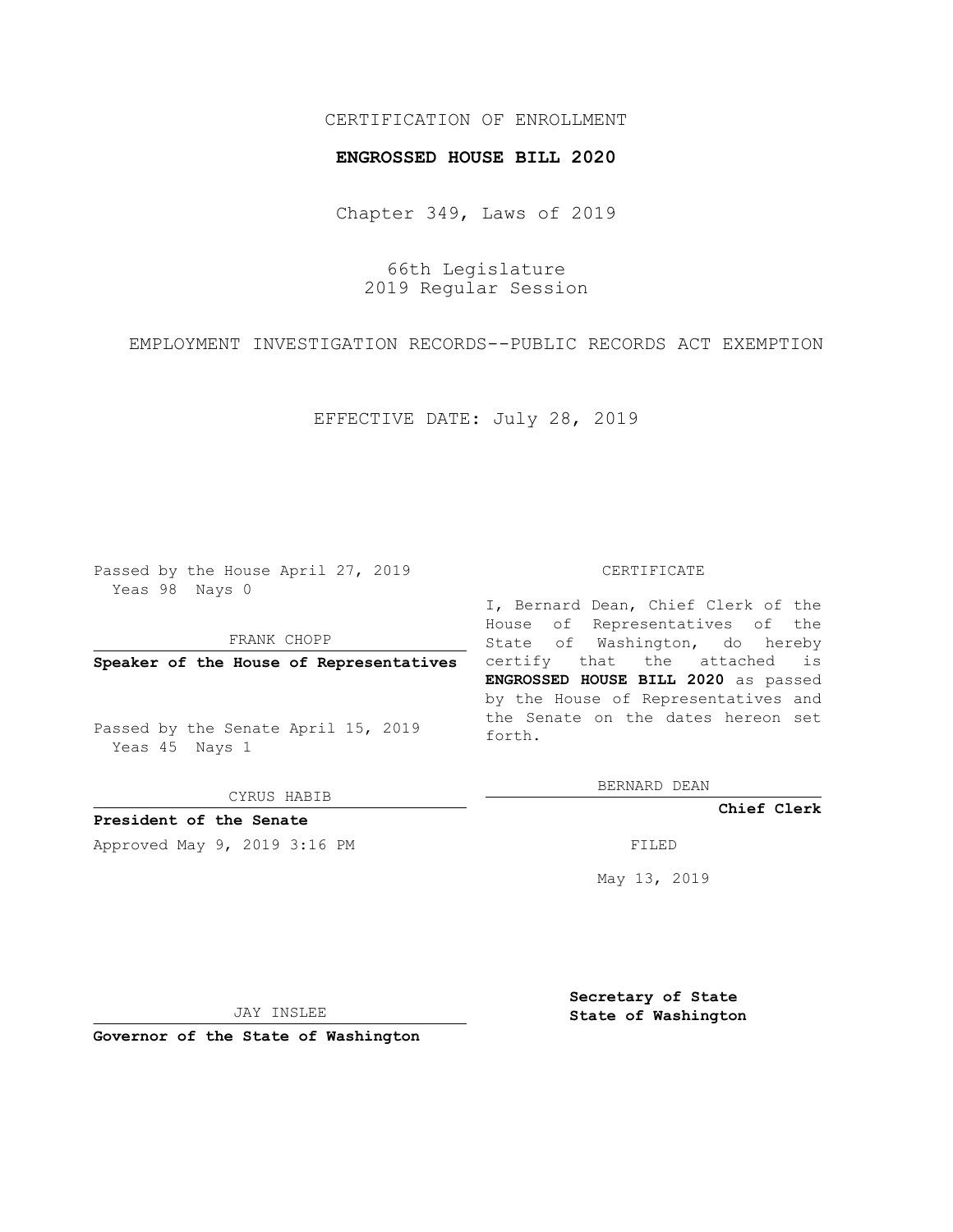CERTIFICATION OF ENROLLMENT

**ENGROSSED HOUSE BILL 2020**

Chapter 349, Laws of 2019

66th Legislature
2019 Regular Session

EMPLOYMENT INVESTIGATION RECORDS--PUBLIC RECORDS ACT EXEMPTION

EFFECTIVE DATE: July 28, 2019

Passed by the House April 27, 2019
Yeas 98 Nays 0

FRANK CHOPP

**Speaker of the House of Representatives**

Passed by the Senate April 15, 2019
Yeas 45 Nays 1

CYRUS HABIB

**President of the Senate**

Approved May 9, 2019 3:16 PM

JAY INSLEE

**Governor of the State of Washington**

CERTIFICATE

I, Bernard Dean, Chief Clerk of the House of Representatives of the State of Washington, do hereby certify that the attached is **ENGROSSED HOUSE BILL 2020** as passed by the House of Representatives and the Senate on the dates hereon set forth.

BERNARD DEAN

**Chief Clerk**

FILED

May 13, 2019

**Secretary of State**
**State of Washington**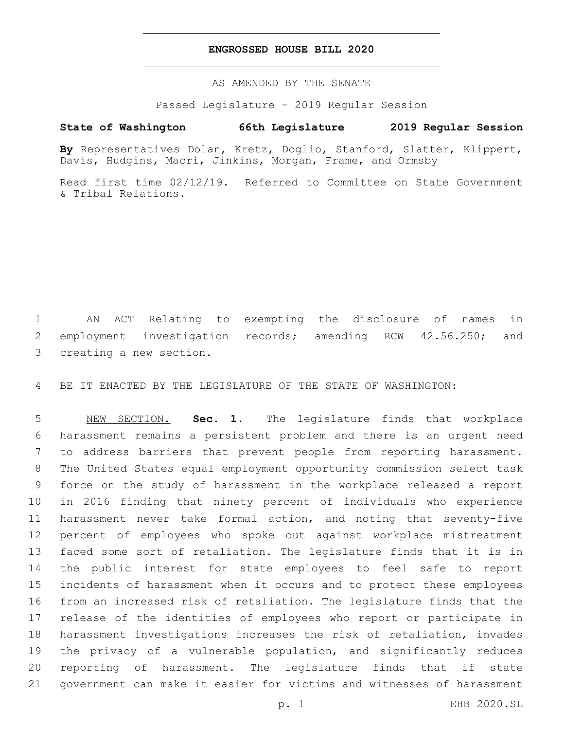# ENGROSSED HOUSE BILL 2020

AS AMENDED BY THE SENATE

Passed Legislature - 2019 Regular Session

**State of Washington 66th Legislature 2019 Regular Session**

**By** Representatives Dolan, Kretz, Doglio, Stanford, Slatter, Klippert, Davis, Hudgins, Macri, Jinkins, Morgan, Frame, and Ormsby

Read first time 02/12/19. Referred to Committee on State Government & Tribal Relations.

AN ACT Relating to exempting the disclosure of names in employment investigation records; amending RCW 42.56.250; and creating a new section.

BE IT ENACTED BY THE LEGISLATURE OF THE STATE OF WASHINGTON:

NEW SECTION. **Sec. 1.** The legislature finds that workplace harassment remains a persistent problem and there is an urgent need to address barriers that prevent people from reporting harassment. The United States equal employment opportunity commission select task force on the study of harassment in the workplace released a report in 2016 finding that ninety percent of individuals who experience harassment never take formal action, and noting that seventy-five percent of employees who spoke out against workplace mistreatment faced some sort of retaliation. The legislature finds that it is in the public interest for state employees to feel safe to report incidents of harassment when it occurs and to protect these employees from an increased risk of retaliation. The legislature finds that the release of the identities of employees who report or participate in harassment investigations increases the risk of retaliation, invades the privacy of a vulnerable population, and significantly reduces reporting of harassment. The legislature finds that if state government can make it easier for victims and witnesses of harassment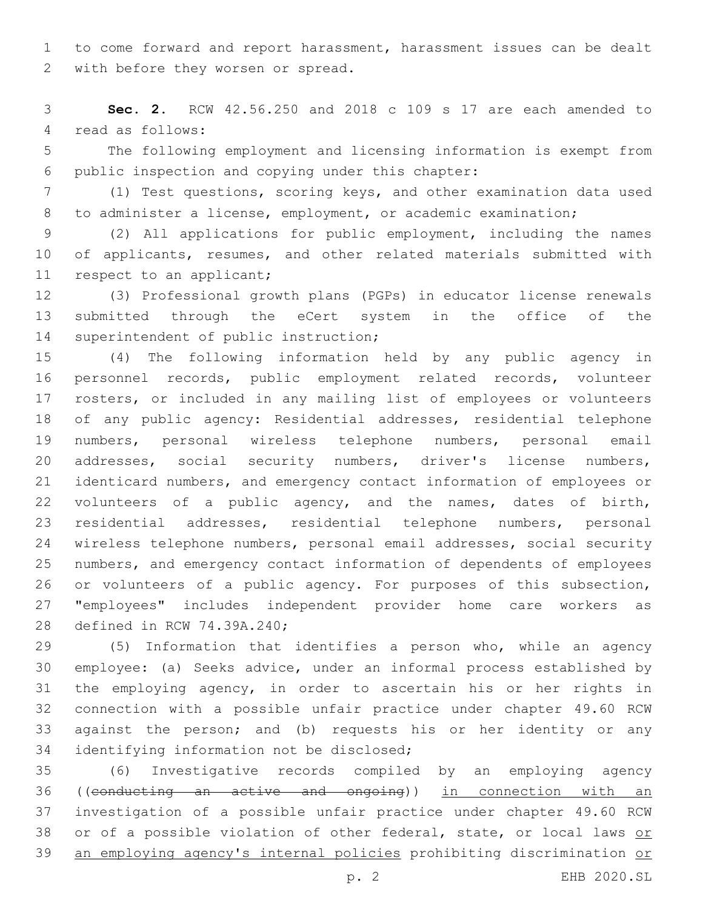to come forward and report harassment, harassment issues can be dealt with before they worsen or spread.

**Sec. 2.** RCW 42.56.250 and 2018 c 109 s 17 are each amended to read as follows:

The following employment and licensing information is exempt from public inspection and copying under this chapter:

(1) Test questions, scoring keys, and other examination data used to administer a license, employment, or academic examination;

(2) All applications for public employment, including the names of applicants, resumes, and other related materials submitted with respect to an applicant;

(3) Professional growth plans (PGPs) in educator license renewals submitted through the eCert system in the office of the superintendent of public instruction;

(4) The following information held by any public agency in personnel records, public employment related records, volunteer rosters, or included in any mailing list of employees or volunteers of any public agency: Residential addresses, residential telephone numbers, personal wireless telephone numbers, personal email addresses, social security numbers, driver's license numbers, identicard numbers, and emergency contact information of employees or volunteers of a public agency, and the names, dates of birth, residential addresses, residential telephone numbers, personal wireless telephone numbers, personal email addresses, social security numbers, and emergency contact information of dependents of employees or volunteers of a public agency. For purposes of this subsection, "employees" includes independent provider home care workers as defined in RCW 74.39A.240;

(5) Information that identifies a person who, while an agency employee: (a) Seeks advice, under an informal process established by the employing agency, in order to ascertain his or her rights in connection with a possible unfair practice under chapter 49.60 RCW against the person; and (b) requests his or her identity or any identifying information not be disclosed;

(6) Investigative records compiled by an employing agency ((~~conducting an active and ongoing~~)) <u>in connection with an</u> investigation of a possible unfair practice under chapter 49.60 RCW or of a possible violation of other federal, state, or local laws <u>or an employing agency's internal policies</u> prohibiting discrimination <u>or</u>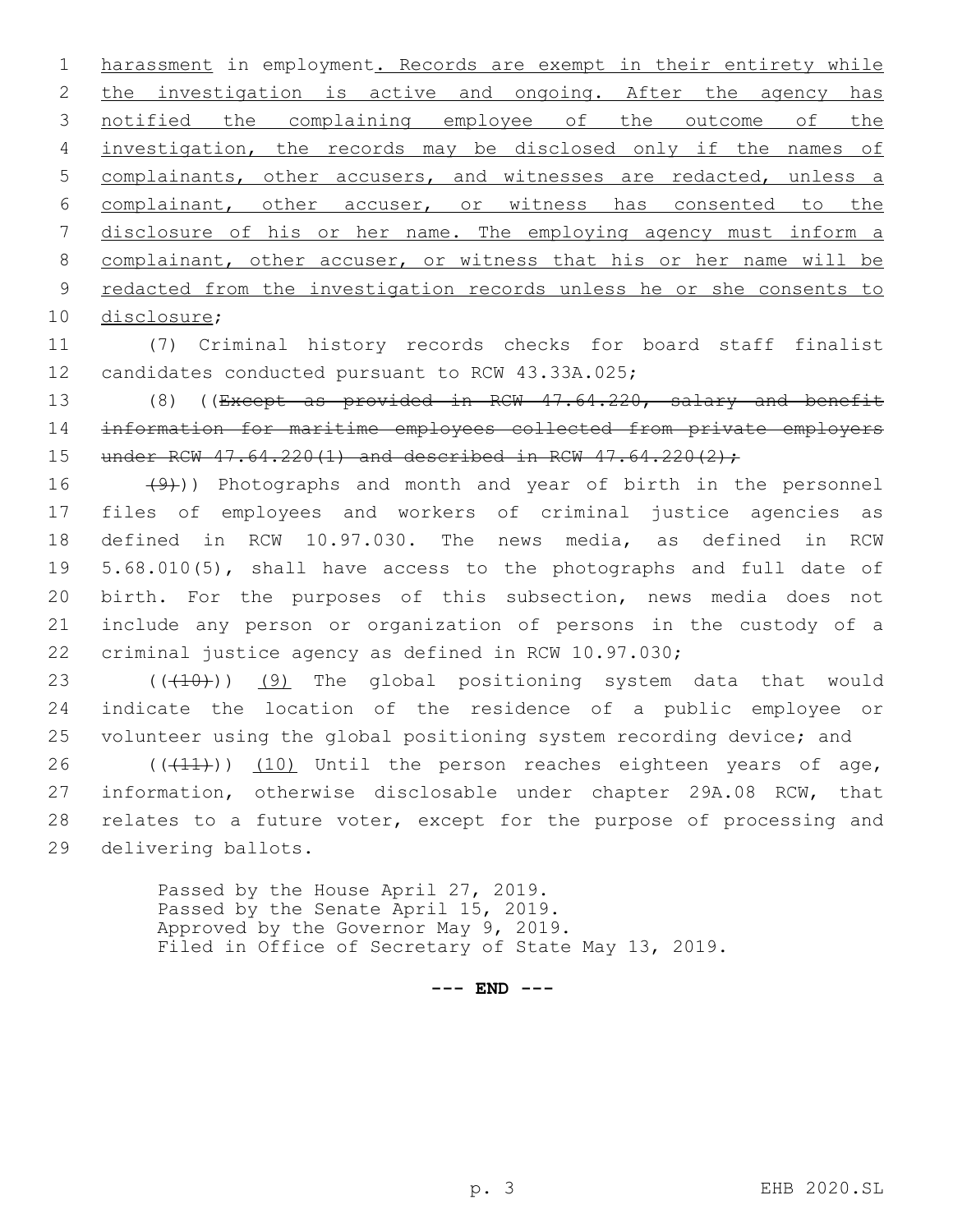harassment in employment. Records are exempt in their entirety while the investigation is active and ongoing. After the agency has notified the complaining employee of the outcome of the investigation, the records may be disclosed only if the names of complainants, other accusers, and witnesses are redacted, unless a complainant, other accuser, or witness has consented to the disclosure of his or her name. The employing agency must inform a complainant, other accuser, or witness that his or her name will be redacted from the investigation records unless he or she consents to disclosure;

(7) Criminal history records checks for board staff finalist candidates conducted pursuant to RCW 43.33A.025;

(8) ((~~Except as provided in RCW 47.64.220, salary and benefit information for maritime employees collected from private employers under RCW 47.64.220(1) and described in RCW 47.64.220(2);~~

~~(9)~~)) Photographs and month and year of birth in the personnel files of employees and workers of criminal justice agencies as defined in RCW 10.97.030. The news media, as defined in RCW 5.68.010(5), shall have access to the photographs and full date of birth. For the purposes of this subsection, news media does not include any person or organization of persons in the custody of a criminal justice agency as defined in RCW 10.97.030;

((~~(10)~~)) (9) The global positioning system data that would indicate the location of the residence of a public employee or volunteer using the global positioning system recording device; and

((~~(11)~~)) (10) Until the person reaches eighteen years of age, information, otherwise disclosable under chapter 29A.08 RCW, that relates to a future voter, except for the purpose of processing and delivering ballots.

Passed by the House April 27, 2019.
Passed by the Senate April 15, 2019.
Approved by the Governor May 9, 2019.
Filed in Office of Secretary of State May 13, 2019.

**--- END ---**